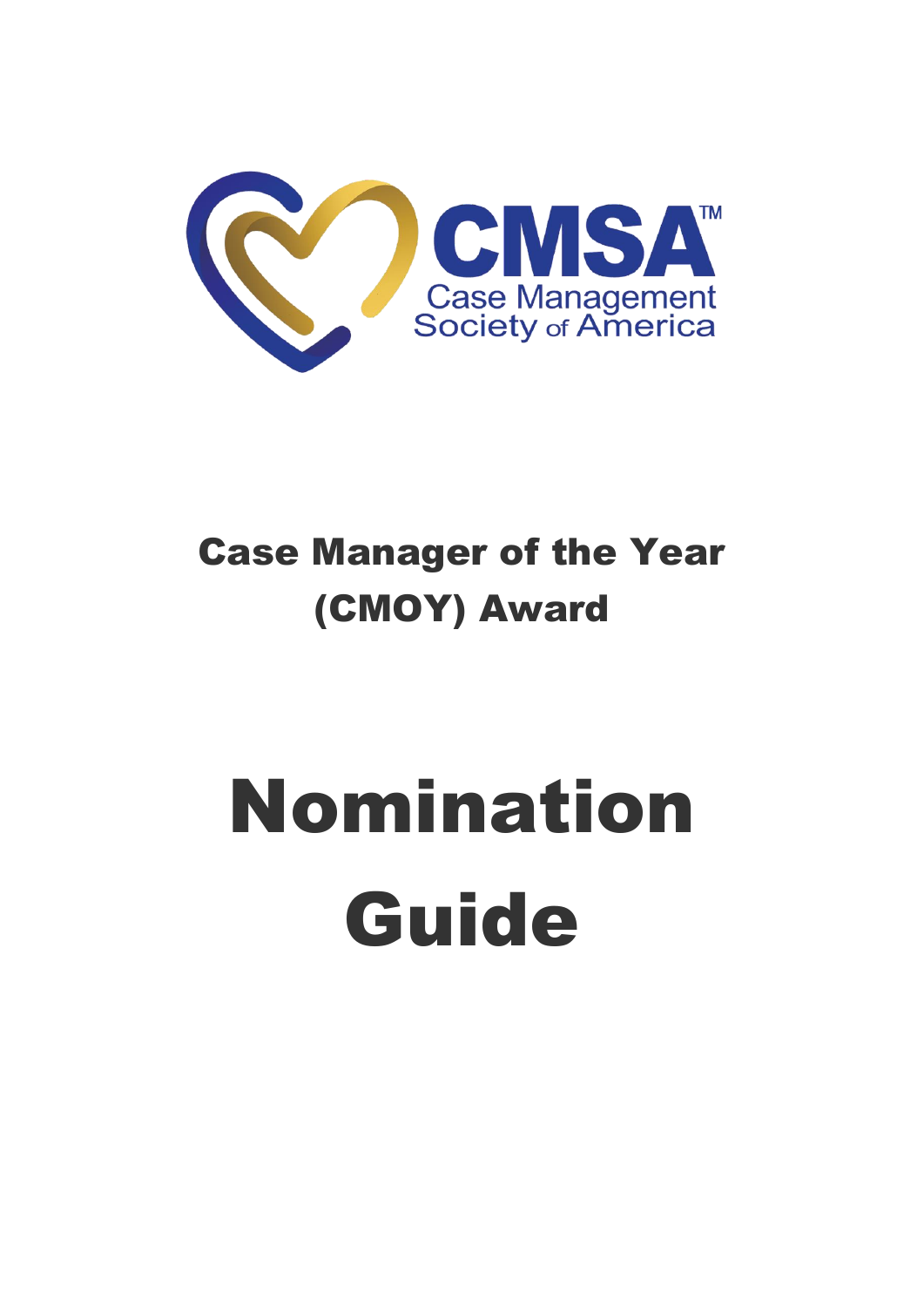CMSA™

Case Management Society of America

## Case Manager of the Year (CMOY) Award

# Nomination Guide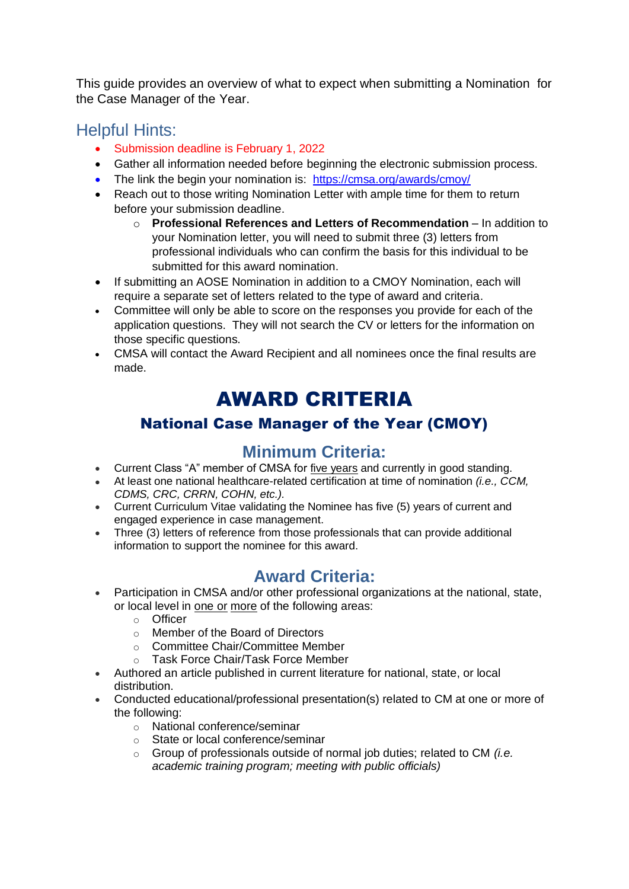This guide provides an overview of what to expect when submitting a Nomination for the Case Manager of the Year.

## Helpful Hints:

- Submission deadline is February 1, 2022
- Gather all information needed before beginning the electronic submission process.
- The link the begin your nomination is: [https://cmsa.org/awards/cmoy/](https://cmsa.org/awards/cmoy/)
- Reach out to those writing Nomination Letter with ample time for them to return before your submission deadline.
    - **Professional References and Letters of Recommendation** – In addition to your Nomination letter, you will need to submit three (3) letters from professional individuals who can confirm the basis for this individual to be submitted for this award nomination.
- If submitting an AOSE Nomination in addition to a CMOY Nomination, each will require a separate set of letters related to the type of award and criteria.
- Committee will only be able to score on the responses you provide for each of the application questions. They will not search the CV or letters for the information on those specific questions.
- CMSA will contact the Award Recipient and all nominees once the final results are made.

# AWARD CRITERIA

## National Case Manager of the Year (CMOY)

### Minimum Criteria:

- Current Class "A" member of CMSA for five years and currently in good standing.
- At least one national healthcare-related certification at time of nomination *(i.e., CCM, CDMS, CRC, CRRN, COHN, etc.).*
- Current Curriculum Vitae validating the Nominee has five (5) years of current and engaged experience in case management.
- Three (3) letters of reference from those professionals that can provide additional information to support the nominee for this award.

### Award Criteria:

- Participation in CMSA and/or other professional organizations at the national, state, or local level in one or more of the following areas:
    - Officer
    - Member of the Board of Directors
    - Committee Chair/Committee Member
    - Task Force Chair/Task Force Member
- Authored an article published in current literature for national, state, or local distribution.
- Conducted educational/professional presentation(s) related to CM at one or more of the following:
    - National conference/seminar
    - State or local conference/seminar
    - Group of professionals outside of normal job duties; related to CM *(i.e. academic training program; meeting with public officials)*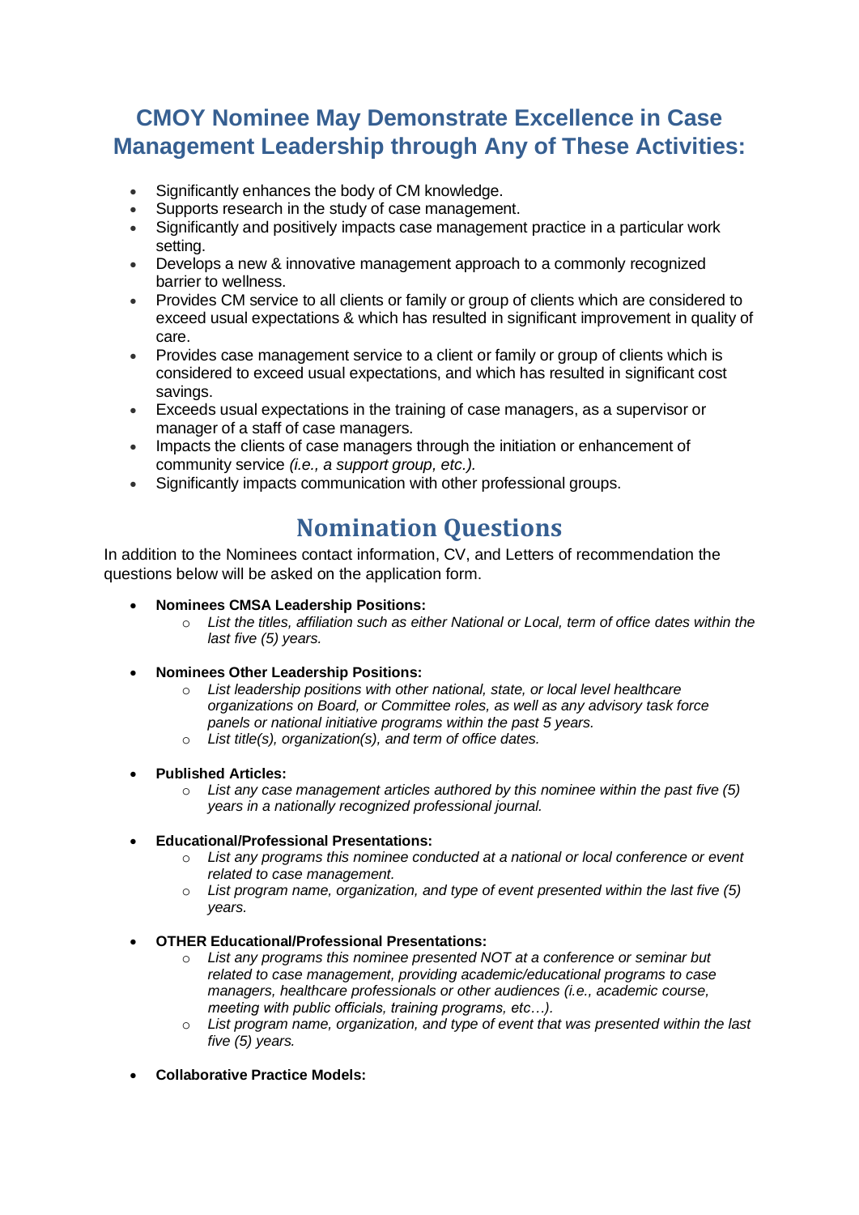## CMOY Nominee May Demonstrate Excellence in Case Management Leadership through Any of These Activities:

- Significantly enhances the body of CM knowledge.
- Supports research in the study of case management.
- Significantly and positively impacts case management practice in a particular work setting.
- Develops a new & innovative management approach to a commonly recognized barrier to wellness.
- Provides CM service to all clients or family or group of clients which are considered to exceed usual expectations & which has resulted in significant improvement in quality of care.
- Provides case management service to a client or family or group of clients which is considered to exceed usual expectations, and which has resulted in significant cost savings.
- Exceeds usual expectations in the training of case managers, as a supervisor or manager of a staff of case managers.
- Impacts the clients of case managers through the initiation or enhancement of community service *(i.e., a support group, etc.).*
- Significantly impacts communication with other professional groups.

# Nomination Questions

In addition to the Nominees contact information, CV, and Letters of recommendation the questions below will be asked on the application form.

- **Nominees CMSA Leadership Positions:**
  - *List the titles, affiliation such as either National or Local, term of office dates within the last five (5) years.*

- **Nominees Other Leadership Positions:**
  - *List leadership positions with other national, state, or local level healthcare organizations on Board, or Committee roles, as well as any advisory task force panels or national initiative programs within the past 5 years.*
  - *List title(s), organization(s), and term of office dates.*

- **Published Articles:**
  - *List any case management articles authored by this nominee within the past five (5) years in a nationally recognized professional journal.*

- **Educational/Professional Presentations:**
  - *List any programs this nominee conducted at a national or local conference or event related to case management.*
  - *List program name, organization, and type of event presented within the last five (5) years.*

- **OTHER Educational/Professional Presentations:**
  - *List any programs this nominee presented NOT at a conference or seminar but related to case management, providing academic/educational programs to case managers, healthcare professionals or other audiences (i.e., academic course, meeting with public officials, training programs, etc…).*
  - *List program name, organization, and type of event that was presented within the last five (5) years.*

- **Collaborative Practice Models:**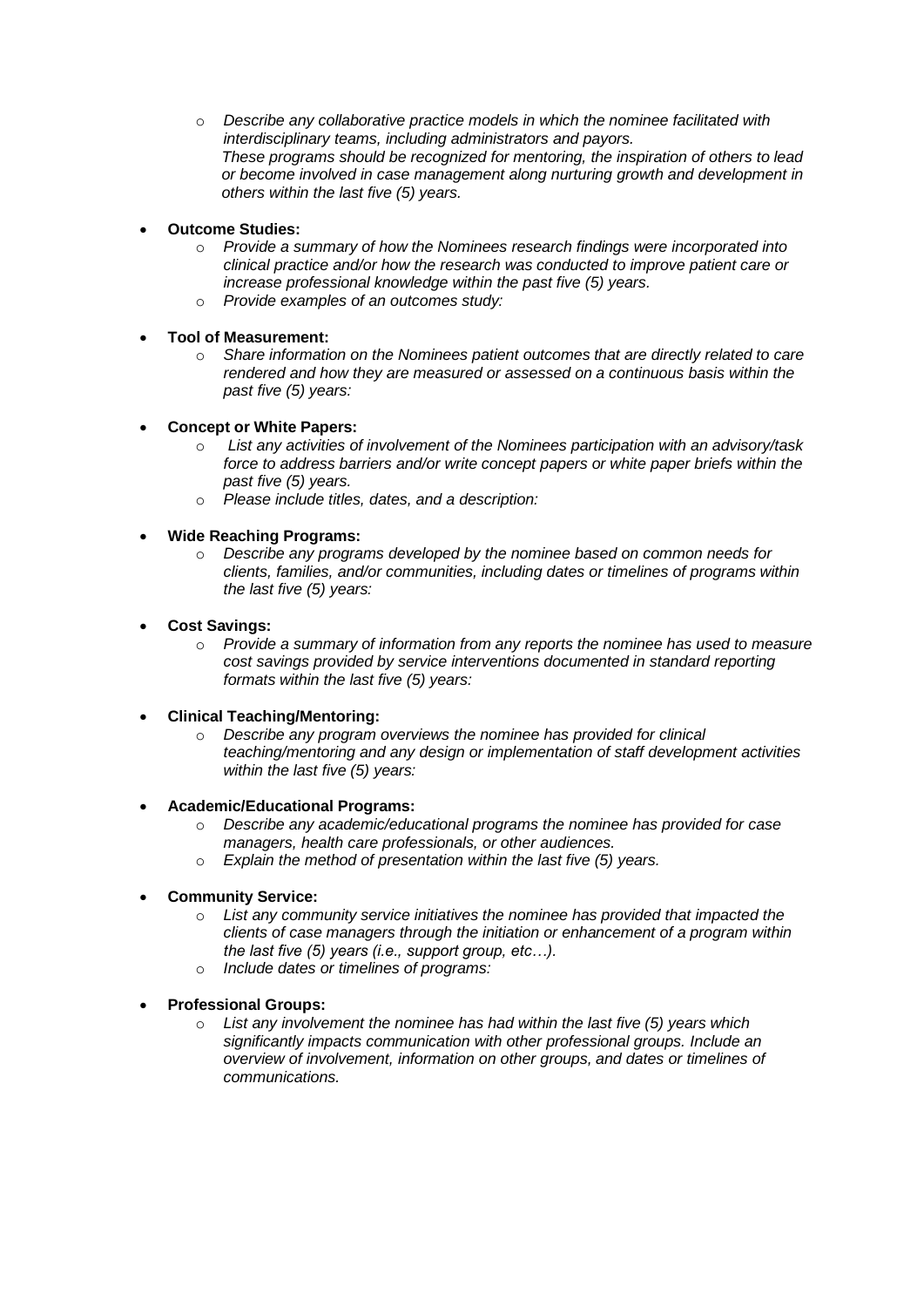- *Describe any collaborative practice models in which the nominee facilitated with interdisciplinary teams, including administrators and payors.*
  *These programs should be recognized for mentoring, the inspiration of others to lead or become involved in case management along nurturing growth and development in others within the last five (5) years.*

- **Outcome Studies:**
  - *Provide a summary of how the Nominees research findings were incorporated into clinical practice and/or how the research was conducted to improve patient care or increase professional knowledge within the past five (5) years.*
  - *Provide examples of an outcomes study:*

- **Tool of Measurement:**
  - *Share information on the Nominees patient outcomes that are directly related to care rendered and how they are measured or assessed on a continuous basis within the past five (5) years:*

- **Concept or White Papers:**
  - *List any activities of involvement of the Nominees participation with an advisory/task force to address barriers and/or write concept papers or white paper briefs within the past five (5) years.*
  - *Please include titles, dates, and a description:*

- **Wide Reaching Programs:**
  - *Describe any programs developed by the nominee based on common needs for clients, families, and/or communities, including dates or timelines of programs within the last five (5) years:*

- **Cost Savings:**
  - *Provide a summary of information from any reports the nominee has used to measure cost savings provided by service interventions documented in standard reporting formats within the last five (5) years:*

- **Clinical Teaching/Mentoring:**
  - *Describe any program overviews the nominee has provided for clinical teaching/mentoring and any design or implementation of staff development activities within the last five (5) years:*

- **Academic/Educational Programs:**
  - *Describe any academic/educational programs the nominee has provided for case managers, health care professionals, or other audiences.*
  - *Explain the method of presentation within the last five (5) years.*

- **Community Service:**
  - *List any community service initiatives the nominee has provided that impacted the clients of case managers through the initiation or enhancement of a program within the last five (5) years (i.e., support group, etc…).*
  - *Include dates or timelines of programs:*

- **Professional Groups:**
  - *List any involvement the nominee has had within the last five (5) years which significantly impacts communication with other professional groups. Include an overview of involvement, information on other groups, and dates or timelines of communications.*